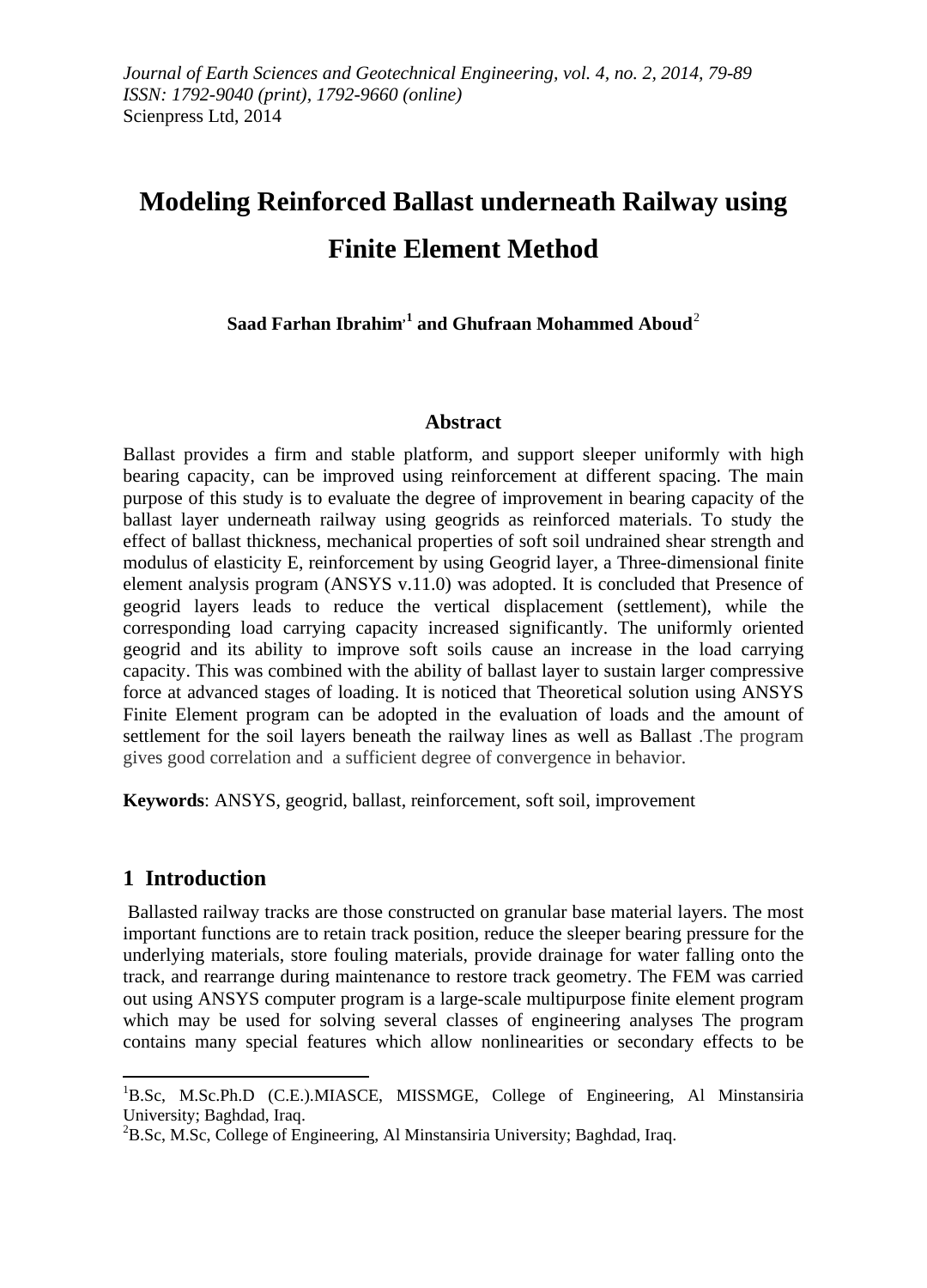# Modeling Reinforced Ballast underneath Railway using Finite Element Method

**Saad Farhan Ibrahim[1] and Ghufraan Mohammed Aboud[2]**

## Abstract

Ballast provides a firm and stable platform, and support sleeper uniformly with high bearing capacity, can be improved using reinforcement at different spacing. The main purpose of this study is to evaluate the degree of improvement in bearing capacity of the ballast layer underneath railway using geogrids as reinforced materials. To study the effect of ballast thickness, mechanical properties of soft soil undrained shear strength and modulus of elasticity E, reinforcement by using Geogrid layer, a Three-dimensional finite element analysis program (ANSYS v.11.0) was adopted. It is concluded that Presence of geogrid layers leads to reduce the vertical displacement (settlement), while the corresponding load carrying capacity increased significantly. The uniformly oriented geogrid and its ability to improve soft soils cause an increase in the load carrying capacity. This was combined with the ability of ballast layer to sustain larger compressive force at advanced stages of loading. It is noticed that Theoretical solution using ANSYS Finite Element program can be adopted in the evaluation of loads and the amount of settlement for the soil layers beneath the railway lines as well as Ballast .The program gives good correlation and a sufficient degree of convergence in behavior.

**Keywords**: ANSYS, geogrid, ballast, reinforcement, soft soil, improvement

## 1 Introduction

Ballasted railway tracks are those constructed on granular base material layers. The most important functions are to retain track position, reduce the sleeper bearing pressure for the underlying materials, store fouling materials, provide drainage for water falling onto the track, and rearrange during maintenance to restore track geometry. The FEM was carried out using ANSYS computer program is a large-scale multipurpose finite element program which may be used for solving several classes of engineering analyses The program contains many special features which allow nonlinearities or secondary effects to be

[1]B.Sc, M.Sc.Ph.D (C.E.).MIASCE, MISSMGE, College of Engineering, Al Minstansiria University; Baghdad, Iraq.

[2]B.Sc, M.Sc, College of Engineering, Al Minstansiria University; Baghdad, Iraq.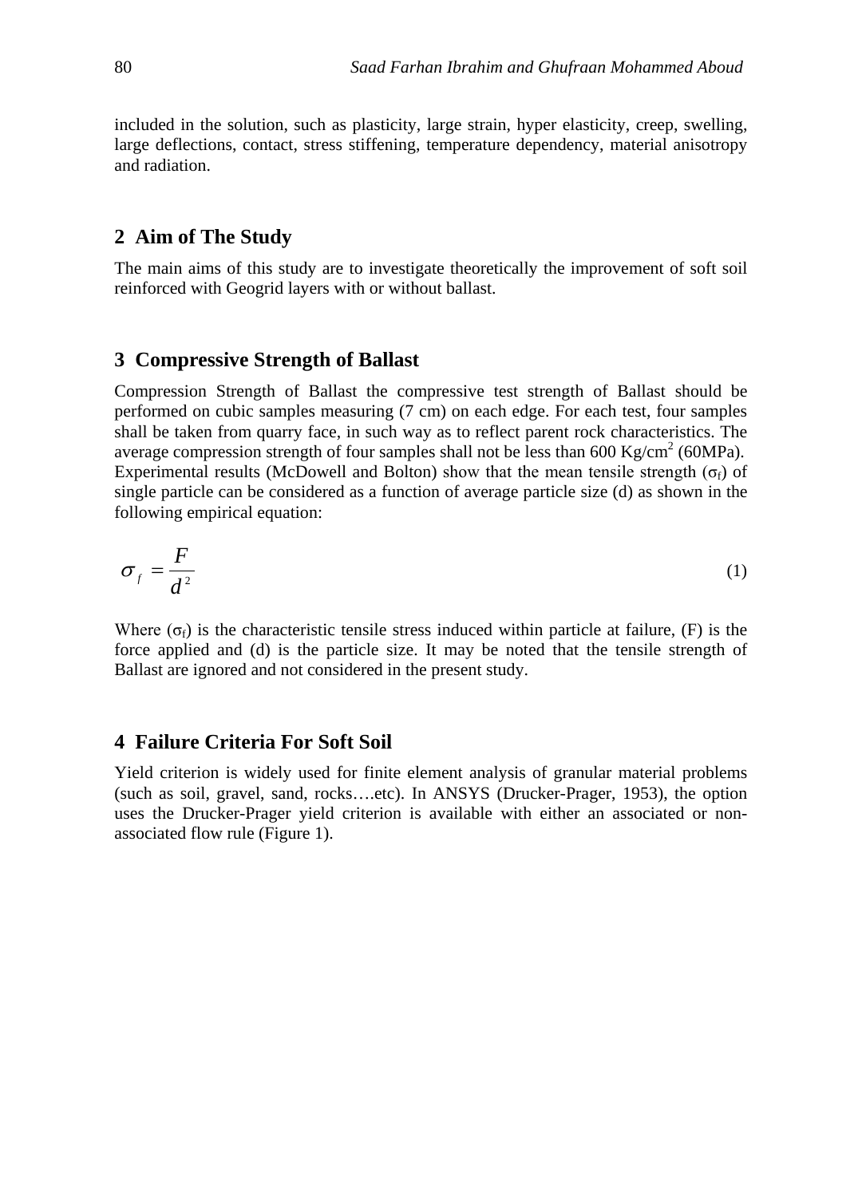included in the solution, such as plasticity, large strain, hyper elasticity, creep, swelling, large deflections, contact, stress stiffening, temperature dependency, material anisotropy and radiation.

## 2 Aim of The Study

The main aims of this study are to investigate theoretically the improvement of soft soil reinforced with Geogrid layers with or without ballast.

## 3 Compressive Strength of Ballast

Compression Strength of Ballast the compressive test strength of Ballast should be performed on cubic samples measuring (7 cm) on each edge. For each test, four samples shall be taken from quarry face, in such way as to reflect parent rock characteristics. The average compression strength of four samples shall not be less than 600 $Kg/cm^2$ (60MPa). Experimental results (McDowell and Bolton) show that the mean tensile strength ($\sigma_f$) of single particle can be considered as a function of average particle size (d) as shown in the following empirical equation:

$$\sigma_f = \frac{F}{d^2} \tag{1}$$

Where ($\sigma_f$) is the characteristic tensile stress induced within particle at failure, (F) is the force applied and (d) is the particle size. It may be noted that the tensile strength of Ballast are ignored and not considered in the present study.

## 4 Failure Criteria For Soft Soil

Yield criterion is widely used for finite element analysis of granular material problems (such as soil, gravel, sand, rocks….etc). In ANSYS (Drucker-Prager, 1953), the option uses the Drucker-Prager yield criterion is available with either an associated or non-associated flow rule (Figure 1).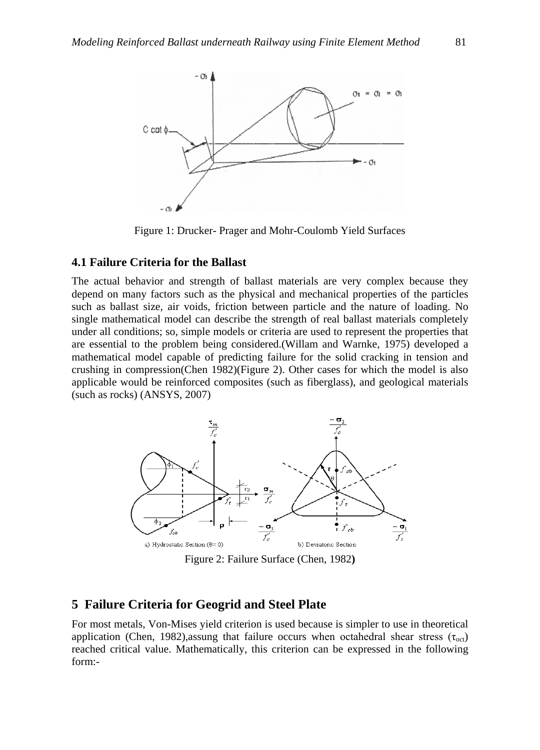Figure 1: Drucker- Prager and Mohr-Coulomb Yield Surfaces

### 4.1 Failure Criteria for the Ballast

The actual behavior and strength of ballast materials are very complex because they depend on many factors such as the physical and mechanical properties of the particles such as ballast size, air voids, friction between particle and the nature of loading. No single mathematical model can describe the strength of real ballast materials completely under all conditions; so, simple models or criteria are used to represent the properties that are essential to the problem being considered.(Willam and Warnke, 1975) developed a mathematical model capable of predicting failure for the solid cracking in tension and crushing in compression(Chen 1982)(Figure 2). Other cases for which the model is also applicable would be reinforced composites (such as fiberglass), and geological materials (such as rocks) (ANSYS, 2007)

Figure 2: Failure Surface (Chen, 1982**)**

## 5 Failure Criteria for Geogrid and Steel Plate

For most metals, Von-Mises yield criterion is used because is simpler to use in theoretical application (Chen, 1982),assung that failure occurs when octahedral shear stress ($\tau_{oct}$) reached critical value. Mathematically, this criterion can be expressed in the following form:-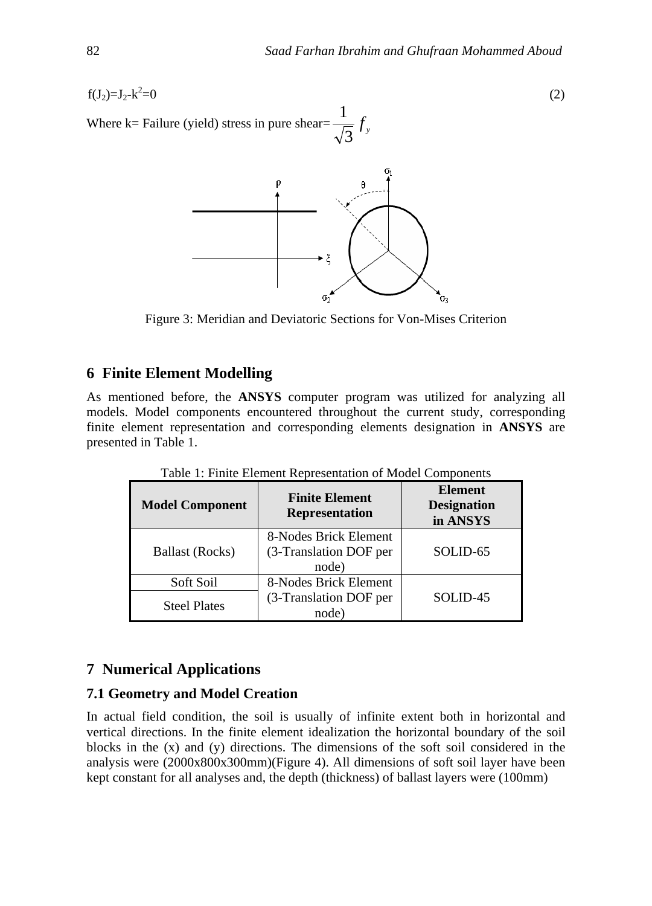$$f(J_2)=J_2-k^2=0 \tag{2}$$

Where k= Failure (yield) stress in pure shear= $\frac{1}{\sqrt{3}} f_y$

Figure 3: Meridian and Deviatoric Sections for Von-Mises Criterion

## 6 Finite Element Modelling

As mentioned before, the **ANSYS** computer program was utilized for analyzing all models. Model components encountered throughout the current study, corresponding finite element representation and corresponding elements designation in **ANSYS** are presented in Table 1.

Table 1: Finite Element Representation of Model Components

| Model Component | Finite Element Representation | Element Designation in ANSYS |
|---|---|---|
| Ballast (Rocks) | 8-Nodes Brick Element (3-Translation DOF per node) | SOLID-65 |
| Soft Soil | 8-Nodes Brick Element (3-Translation DOF per node) | SOLID-45 |
| Steel Plates | | |

## 7 Numerical Applications

### 7.1 Geometry and Model Creation

In actual field condition, the soil is usually of infinite extent both in horizontal and vertical directions. In the finite element idealization the horizontal boundary of the soil blocks in the (x) and (y) directions. The dimensions of the soft soil considered in the analysis were (2000x800x300mm)(Figure 4). All dimensions of soft soil layer have been kept constant for all analyses and, the depth (thickness) of ballast layers were (100mm)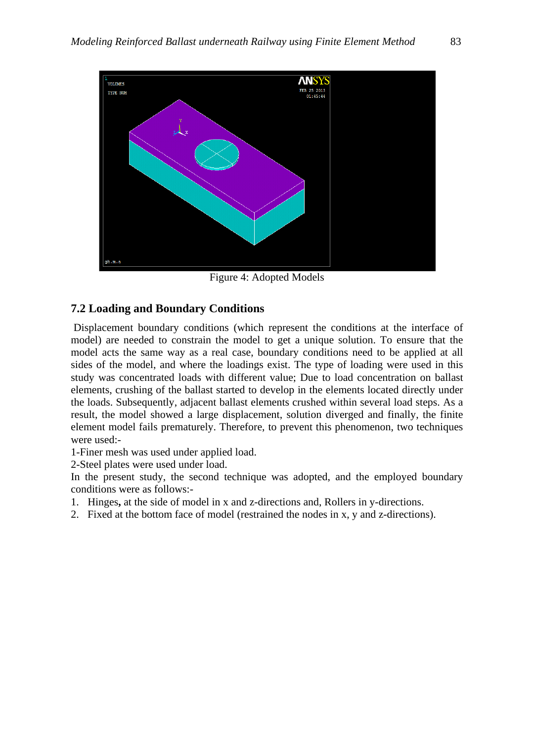Figure 4: Adopted Models

### 7.2 Loading and Boundary Conditions

Displacement boundary conditions (which represent the conditions at the interface of model) are needed to constrain the model to get a unique solution. To ensure that the model acts the same way as a real case, boundary conditions need to be applied at all sides of the model, and where the loadings exist. The type of loading were used in this study was concentrated loads with different value; Due to load concentration on ballast elements, crushing of the ballast started to develop in the elements located directly under the loads. Subsequently, adjacent ballast elements crushed within several load steps. As a result, the model showed a large displacement, solution diverged and finally, the finite element model fails prematurely. Therefore, to prevent this phenomenon, two techniques were used:-

1-Finer mesh was used under applied load.

2-Steel plates were used under load.

In the present study, the second technique was adopted, and the employed boundary conditions were as follows:-

1. Hinges**,** at the side of model in x and z-directions and, Rollers in y-directions.
2. Fixed at the bottom face of model (restrained the nodes in x, y and z-directions).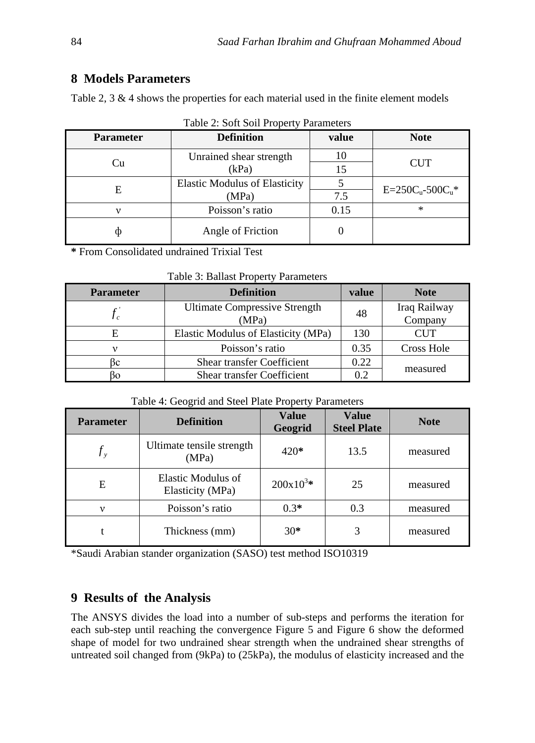## 8 Models Parameters

Table 2, 3 & 4 shows the properties for each material used in the finite element models

Table 2: Soft Soil Property Parameters

| Parameter | Definition | value | Note |
|---|---|---|---|
| Cu | Unrained shear strength (kPa) | 10 | CUT |
| | | 15 | |
| E | Elastic Modulus of Elasticity (MPa) | 5 | $E=250C_u$-$500C_u$* |
| | | 7.5 | |
| ν | Poisson's ratio | 0.15 | * |
| ϕ | Angle of Friction | 0 | |

**\*** From Consolidated undrained Trixial Test

Table 3: Ballast Property Parameters

| Parameter | Definition | value | Note |
|---|---|---|---|
| $f_c^{'}$ | Ultimate Compressive Strength (MPa) | 48 | Iraq Railway Company |
| E | Elastic Modulus of Elasticity (MPa) | 130 | CUT |
| ν | Poisson's ratio | 0.35 | Cross Hole |
| βc | Shear transfer Coefficient | 0.22 | measured |
| βo | Shear transfer Coefficient | 0.2 | |

Table 4: Geogrid and Steel Plate Property Parameters

| Parameter | Definition | Value Geogrid | Value Steel Plate | Note |
|---|---|---|---|---|
| $f_y$ | Ultimate tensile strength (MPa) | 420* | 13.5 | measured |
| E | Elastic Modulus of Elasticity (MPa) | $200\text{x}10^3$* | 25 | measured |
| ν | Poisson's ratio | 0.3* | 0.3 | measured |
| t | Thickness (mm) | 30* | 3 | measured |

*Saudi Arabian stander organization (SASO) test method ISO10319

## 9 Results of the Analysis

The ANSYS divides the load into a number of sub-steps and performs the iteration for each sub-step until reaching the convergence Figure 5 and Figure 6 show the deformed shape of model for two undrained shear strength when the undrained shear strengths of untreated soil changed from (9kPa) to (25kPa), the modulus of elasticity increased and the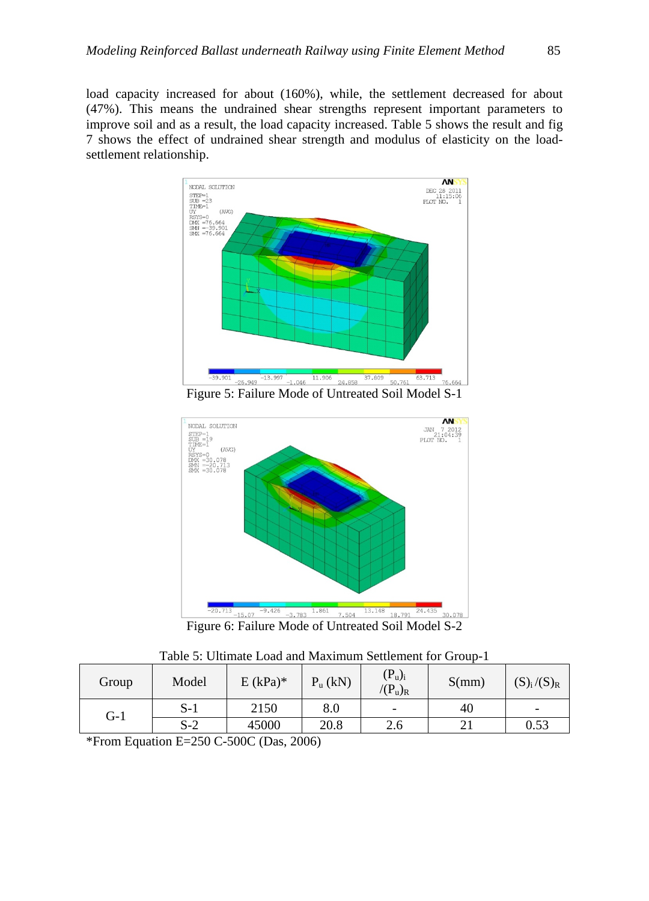load capacity increased for about (160%), while, the settlement decreased for about (47%). This means the undrained shear strengths represent important parameters to improve soil and as a result, the load capacity increased. Table 5 shows the result and fig 7 shows the effect of undrained shear strength and modulus of elasticity on the load-settlement relationship.

Figure 5: Failure Mode of Untreated Soil Model S-1

Figure 6: Failure Mode of Untreated Soil Model S-2

Table 5: Ultimate Load and Maximum Settlement for Group-1

| Group | Model | E (kPa)* | $P_u$ (kN) | $(P_u)_i / (P_u)_R$ | S(mm) | $(S)_i / (S)_R$ |
|---|---|---|---|---|---|---|
| G-1 | S-1 | 2150 | 8.0 | - | 40 | - |
| | S-2 | 45000 | 20.8 | 2.6 | 21 | 0.53 |

*From Equation E=250 C-500C (Das, 2006)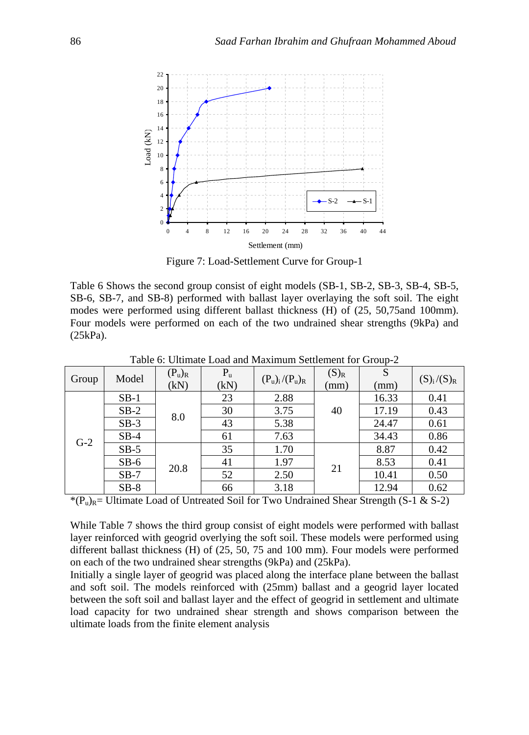Figure 7: Load-Settlement Curve for Group-1

Table 6 Shows the second group consist of eight models (SB-1, SB-2, SB-3, SB-4, SB-5, SB-6, SB-7, and SB-8) performed with ballast layer overlaying the soft soil. The eight modes were performed using different ballast thickness (H) of (25, 50,75and 100mm). Four models were performed on each of the two undrained shear strengths (9kPa) and (25kPa).

Table 6: Ultimate Load and Maximum Settlement for Group-2

| Group | Model | $(P_u)_R$ (kN) | $P_u$ (kN) | $(P_u)_i/(P_u)_R$ | $(S)_R$ (mm) | S (mm) | $(S)_i/(S)_R$ |
|---|---|---|---|---|---|---|---|
| G-2 | SB-1 | 8.0 | 23 | 2.88 | 40 | 16.33 | 0.41 |
| | SB-2 | | 30 | 3.75 | | 17.19 | 0.43 |
| | SB-3 | | 43 | 5.38 | | 24.47 | 0.61 |
| | SB-4 | | 61 | 7.63 | | 34.43 | 0.86 |
| | SB-5 | 20.8 | 35 | 1.70 | 21 | 8.87 | 0.42 |
| | SB-6 | | 41 | 1.97 | | 8.53 | 0.41 |
| | SB-7 | | 52 | 2.50 | | 10.41 | 0.50 |
| | SB-8 | | 66 | 3.18 | | 12.94 | 0.62 |

*$(P_u)_R$= Ultimate Load of Untreated Soil for Two Undrained Shear Strength (S-1 & S-2)

While Table 7 shows the third group consist of eight models were performed with ballast layer reinforced with geogrid overlying the soft soil. These models were performed using different ballast thickness (H) of (25, 50, 75 and 100 mm). Four models were performed on each of the two undrained shear strengths (9kPa) and (25kPa).

Initially a single layer of geogrid was placed along the interface plane between the ballast and soft soil. The models reinforced with (25mm) ballast and a geogrid layer located between the soft soil and ballast layer and the effect of geogrid in settlement and ultimate load capacity for two undrained shear strength and shows comparison between the ultimate loads from the finite element analysis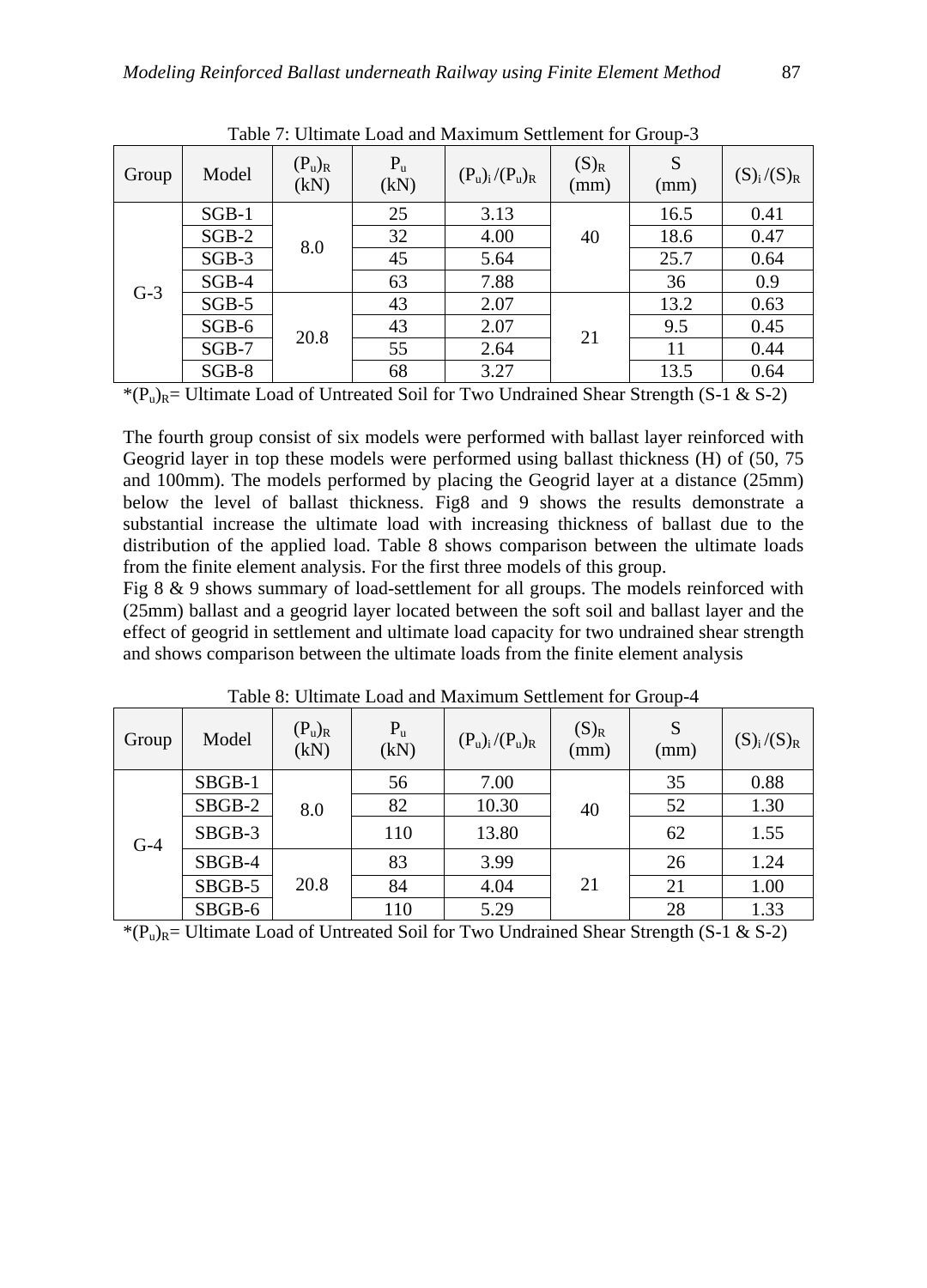Table 7: Ultimate Load and Maximum Settlement for Group-3

| Group | Model | $(P_u)_R$ (kN) | $P_u$ (kN) | $(P_u)_i/(P_u)_R$ | $(S)_R$ (mm) | S (mm) | $(S)_i/(S)_R$ |
|---|---|---|---|---|---|---|---|
| G-3 | SGB-1 | 8.0 | 25 | 3.13 | 40 | 16.5 | 0.41 |
| | SGB-2 | | 32 | 4.00 | | 18.6 | 0.47 |
| | SGB-3 | | 45 | 5.64 | | 25.7 | 0.64 |
| | SGB-4 | | 63 | 7.88 | | 36 | 0.9 |
| | SGB-5 | 20.8 | 43 | 2.07 | 21 | 13.2 | 0.63 |
| | SGB-6 | | 43 | 2.07 | | 9.5 | 0.45 |
| | SGB-7 | | 55 | 2.64 | | 11 | 0.44 |
| | SGB-8 | | 68 | 3.27 | | 13.5 | 0.64 |

*$(P_u)_R$= Ultimate Load of Untreated Soil for Two Undrained Shear Strength (S-1 & S-2)

The fourth group consist of six models were performed with ballast layer reinforced with Geogrid layer in top these models were performed using ballast thickness (H) of (50, 75 and 100mm). The models performed by placing the Geogrid layer at a distance (25mm) below the level of ballast thickness. Fig8 and 9 shows the results demonstrate a substantial increase the ultimate load with increasing thickness of ballast due to the distribution of the applied load. Table 8 shows comparison between the ultimate loads from the finite element analysis. For the first three models of this group.

Fig 8 & 9 shows summary of load-settlement for all groups. The models reinforced with (25mm) ballast and a geogrid layer located between the soft soil and ballast layer and the effect of geogrid in settlement and ultimate load capacity for two undrained shear strength and shows comparison between the ultimate loads from the finite element analysis

Table 8: Ultimate Load and Maximum Settlement for Group-4

| Group | Model | $(P_u)_R$ (kN) | $P_u$ (kN) | $(P_u)_i/(P_u)_R$ | $(S)_R$ (mm) | S (mm) | $(S)_i/(S)_R$ |
|---|---|---|---|---|---|---|---|
| G-4 | SBGB-1 | 8.0 | 56 | 7.00 | 40 | 35 | 0.88 |
| | SBGB-2 | | 82 | 10.30 | | 52 | 1.30 |
| | SBGB-3 | | 110 | 13.80 | | 62 | 1.55 |
| | SBGB-4 | 20.8 | 83 | 3.99 | 21 | 26 | 1.24 |
| | SBGB-5 | | 84 | 4.04 | | 21 | 1.00 |
| | SBGB-6 | | 110 | 5.29 | | 28 | 1.33 |

*$(P_u)_R$= Ultimate Load of Untreated Soil for Two Undrained Shear Strength (S-1 & S-2)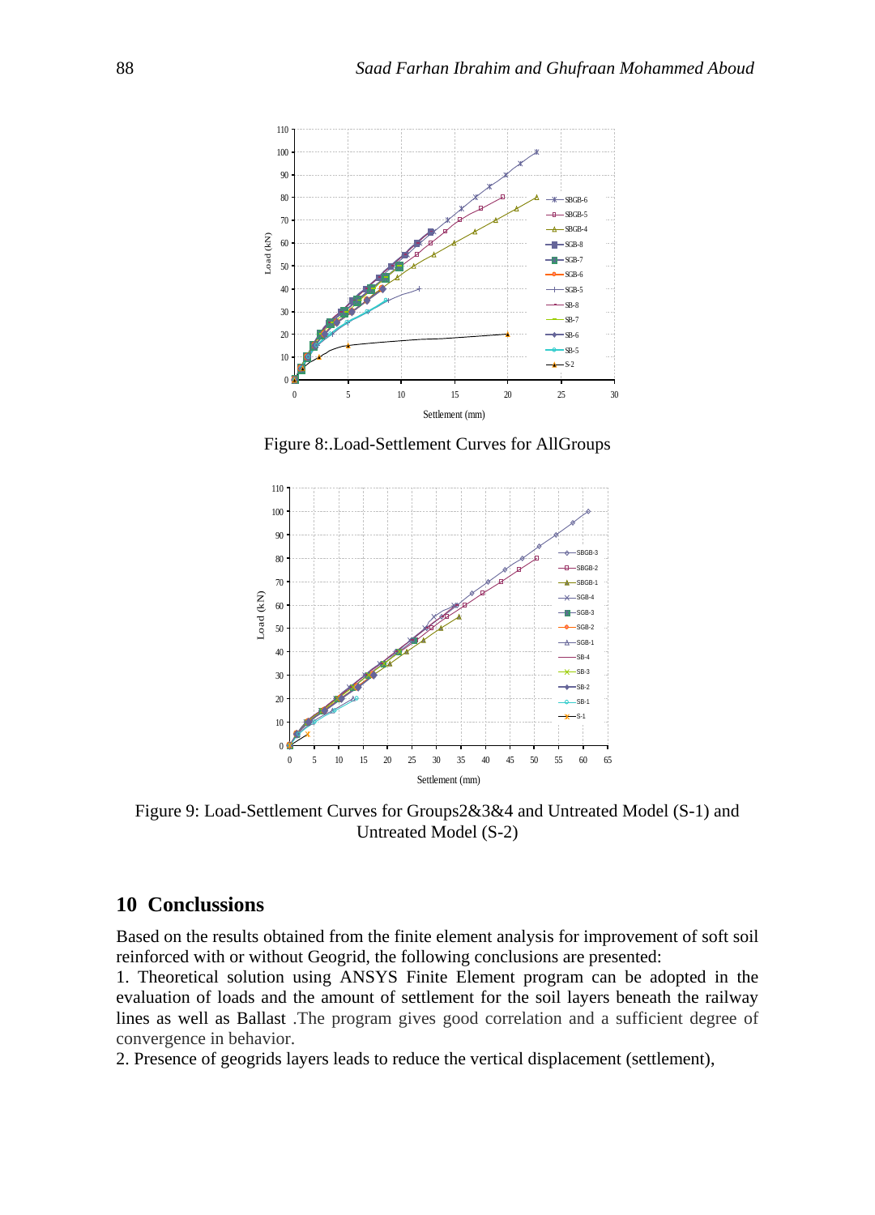Figure 8:.Load-Settlement Curves for AllGroups

Figure 9: Load-Settlement Curves for Groups2&3&4 and Untreated Model (S-1) and Untreated Model (S-2)

## 10 Conclussions

Based on the results obtained from the finite element analysis for improvement of soft soil reinforced with or without Geogrid, the following conclusions are presented:

1. Theoretical solution using ANSYS Finite Element program can be adopted in the evaluation of loads and the amount of settlement for the soil layers beneath the railway lines as well as Ballast .The program gives good correlation and a sufficient degree of convergence in behavior.
2. Presence of geogrids layers leads to reduce the vertical displacement (settlement),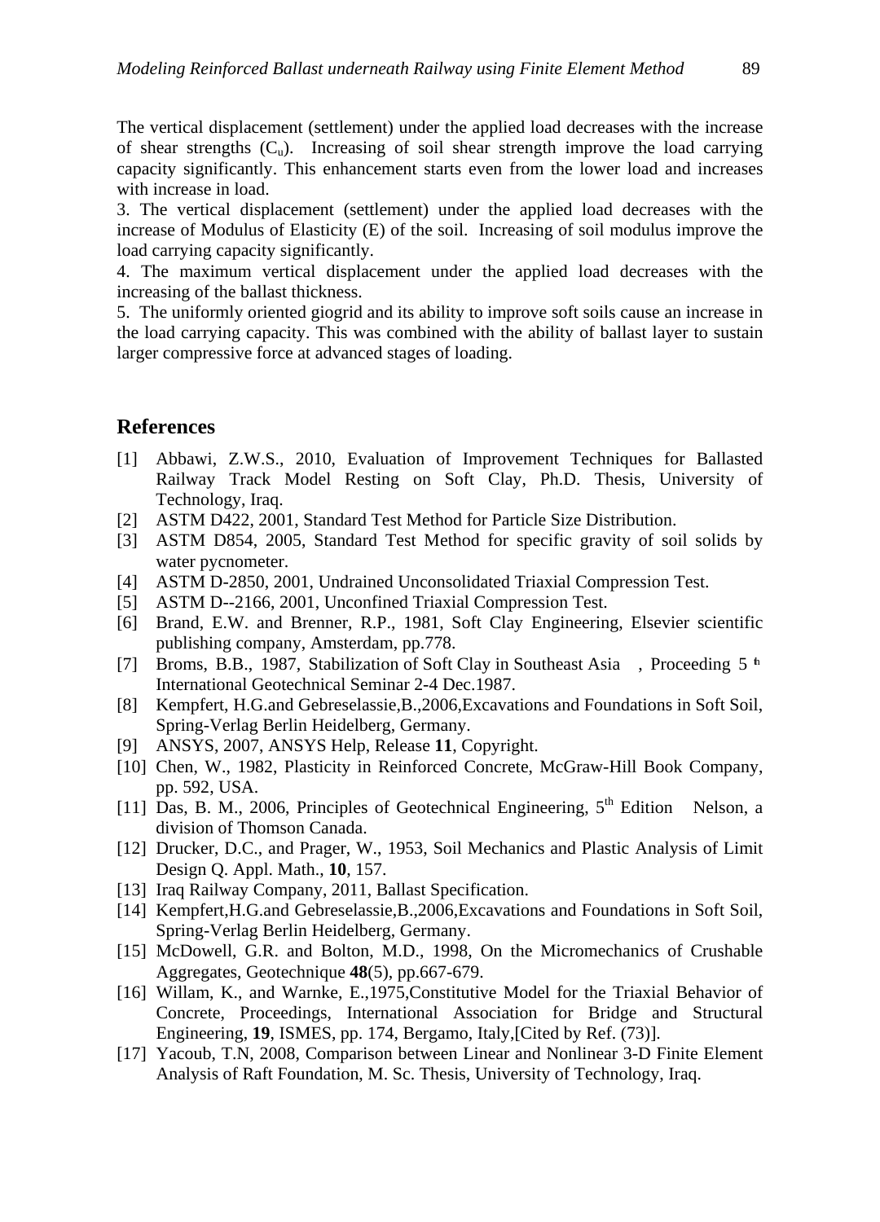The vertical displacement (settlement) under the applied load decreases with the increase of shear strengths ($C_u$). Increasing of soil shear strength improve the load carrying capacity significantly. This enhancement starts even from the lower load and increases with increase in load.

3. The vertical displacement (settlement) under the applied load decreases with the increase of Modulus of Elasticity (E) of the soil. Increasing of soil modulus improve the load carrying capacity significantly.

4. The maximum vertical displacement under the applied load decreases with the increasing of the ballast thickness.

5. The uniformly oriented giogrid and its ability to improve soft soils cause an increase in the load carrying capacity. This was combined with the ability of ballast layer to sustain larger compressive force at advanced stages of loading.

## References

[1] Abbawi, Z.W.S., 2010, Evaluation of Improvement Techniques for Ballasted Railway Track Model Resting on Soft Clay, Ph.D. Thesis, University of Technology, Iraq.

[2] ASTM D422, 2001, Standard Test Method for Particle Size Distribution.

[3] ASTM D854, 2005, Standard Test Method for specific gravity of soil solids by water pycnometer.

[4] ASTM D-2850, 2001, Undrained Unconsolidated Triaxial Compression Test.

[5] ASTM D--2166, 2001, Unconfined Triaxial Compression Test.

[6] Brand, E.W. and Brenner, R.P., 1981, Soft Clay Engineering, Elsevier scientific publishing company, Amsterdam, pp.778.

[7] Broms, B.B., 1987, Stabilization of Soft Clay in Southeast Asia , Proceeding 5 th International Geotechnical Seminar 2-4 Dec.1987.

[8] Kempfert, H.G.and Gebreselassie,B.,2006,Excavations and Foundations in Soft Soil, Spring-Verlag Berlin Heidelberg, Germany.

[9] ANSYS, 2007, ANSYS Help, Release **11**, Copyright.

[10] Chen, W., 1982, Plasticity in Reinforced Concrete, McGraw-Hill Book Company, pp. 592, USA.

[11] Das, B. M., 2006, Principles of Geotechnical Engineering, 5th Edition Nelson, a division of Thomson Canada.

[12] Drucker, D.C., and Prager, W., 1953, Soil Mechanics and Plastic Analysis of Limit Design Q. Appl. Math., **10**, 157.

[13] Iraq Railway Company, 2011, Ballast Specification.

[14] Kempfert,H.G.and Gebreselassie,B.,2006,Excavations and Foundations in Soft Soil, Spring-Verlag Berlin Heidelberg, Germany.

[15] McDowell, G.R. and Bolton, M.D., 1998, On the Micromechanics of Crushable Aggregates, Geotechnique **48**(5), pp.667-679.

[16] Willam, K., and Warnke, E.,1975,Constitutive Model for the Triaxial Behavior of Concrete, Proceedings, International Association for Bridge and Structural Engineering, **19**, ISMES, pp. 174, Bergamo, Italy,[Cited by Ref. (73)].

[17] Yacoub, T.N, 2008, Comparison between Linear and Nonlinear 3-D Finite Element Analysis of Raft Foundation, M. Sc. Thesis, University of Technology, Iraq.